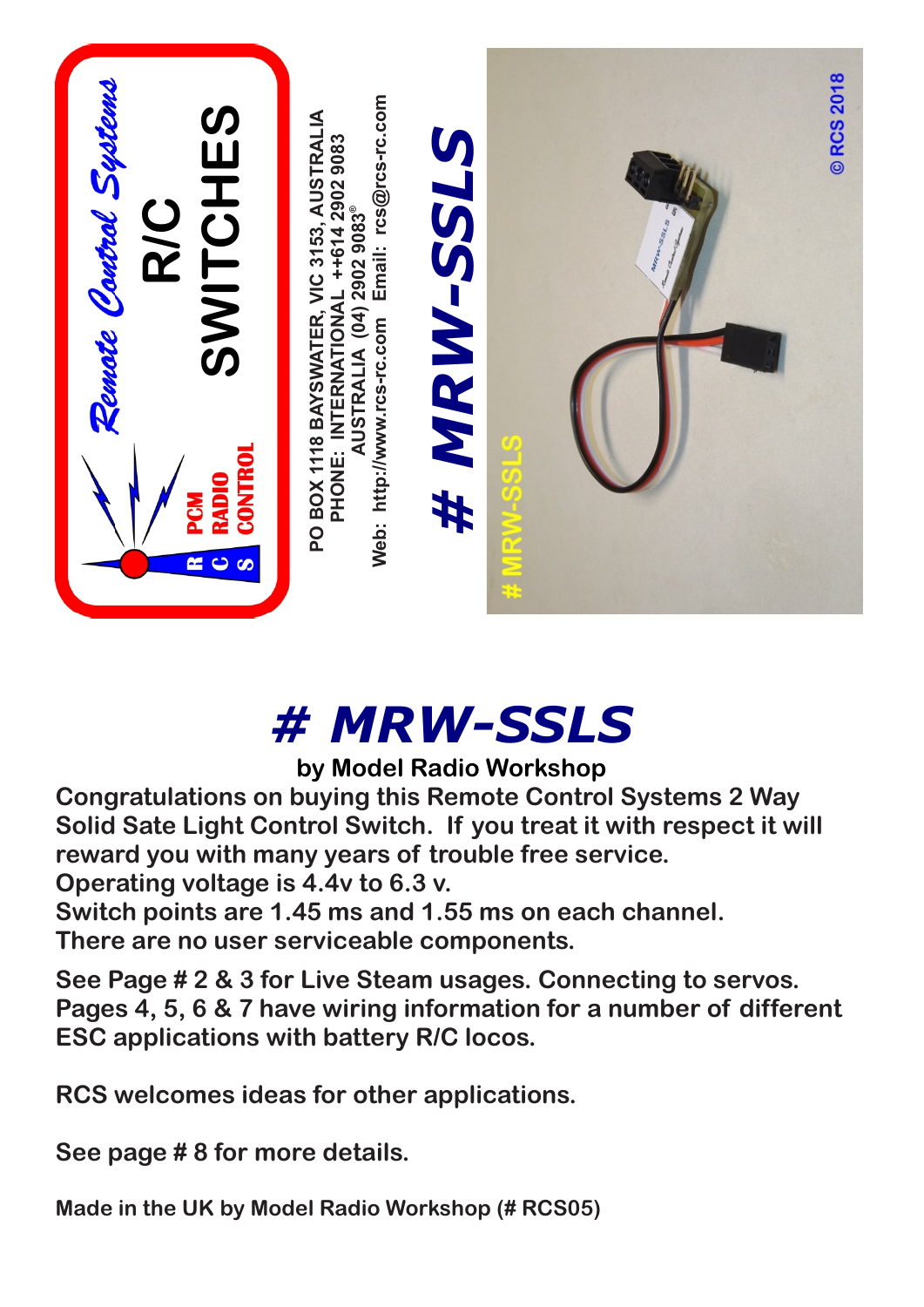Remote Control Systems

**R/C SWITCHES**

PCM RADIO CONTROL

RCS

PO BOX 1118 BAYSWATER, VIC 3153, AUSTRALIA
PHONE: INTERNATIONAL ++614 2902 9083
AUSTRALIA (04) 2902 9083®
Web: http://www.rcs-rc.com Email: rcs@rcs-rc.com

# # MRW-SSLS

# MRW-SSLS

© RCS 2018

# # MRW-SSLS

**by Model Radio Workshop**

**Congratulations on buying this Remote Control Systems 2 Way Solid Sate Light Control Switch. If you treat it with respect it will reward you with many years of trouble free service.**
**Operating voltage is 4.4v to 6.3 v.**
**Switch points are 1.45 ms and 1.55 ms on each channel.**
**There are no user serviceable components.**

**See Page # 2 & 3 for Live Steam usages. Connecting to servos. Pages 4, 5, 6 & 7 have wiring information for a number of different ESC applications with battery R/C locos.**

**RCS welcomes ideas for other applications.**

**See page # 8 for more details.**

**Made in the UK by Model Radio Workshop (# RCS05)**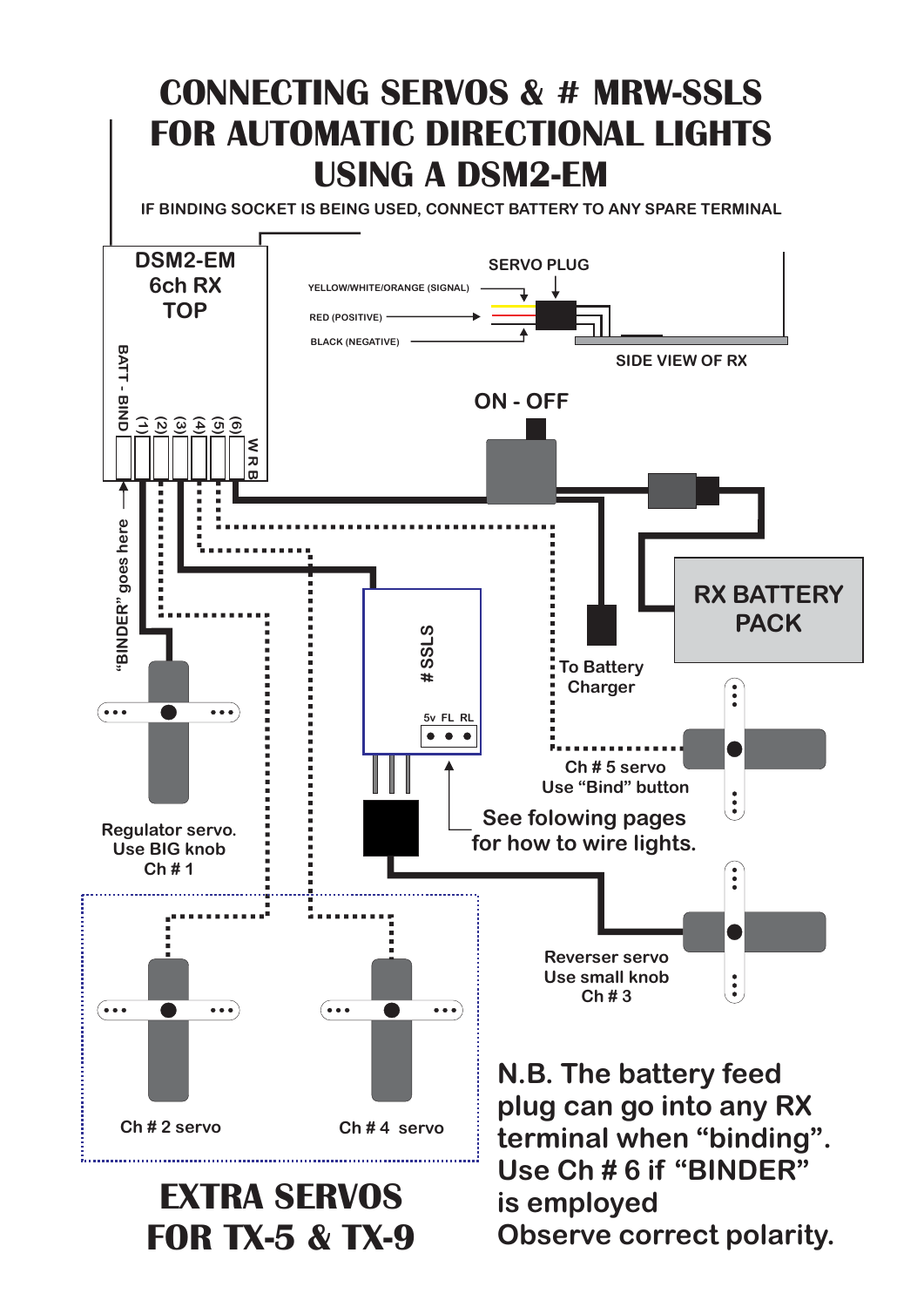# CONNECTING SERVOS & # MRW-SSLS FOR AUTOMATIC DIRECTIONAL LIGHTS USING A DSM2-EM

IF BINDING SOCKET IS BEING USED, CONNECT BATTERY TO ANY SPARE TERMINAL

DSM2-EM
6ch RX
TOP

BATT - BIND (1) (2) (3) (4) (5) (6)

W R B

SERVO PLUG

YELLOW/WHITE/ORANGE (SIGNAL)

RED (POSITIVE)

BLACK (NEGATIVE)

SIDE VIEW OF RX

ON - OFF

"BINDER" goes here

RX BATTERY PACK

# SSLS

5v FL RL

To Battery Charger

Ch # 5 servo
Use "Bind" button

See folowing pages for how to wire lights.

Regulator servo.
Use BIG knob
Ch # 1

Reverser servo
Use small knob
Ch # 3

Ch # 2 servo

Ch # 4 servo

**EXTRA SERVOS FOR TX-5 & TX-9**

**N.B. The battery feed plug can go into any RX terminal when "binding". Use Ch # 6 if "BINDER" is employed Observe correct polarity.**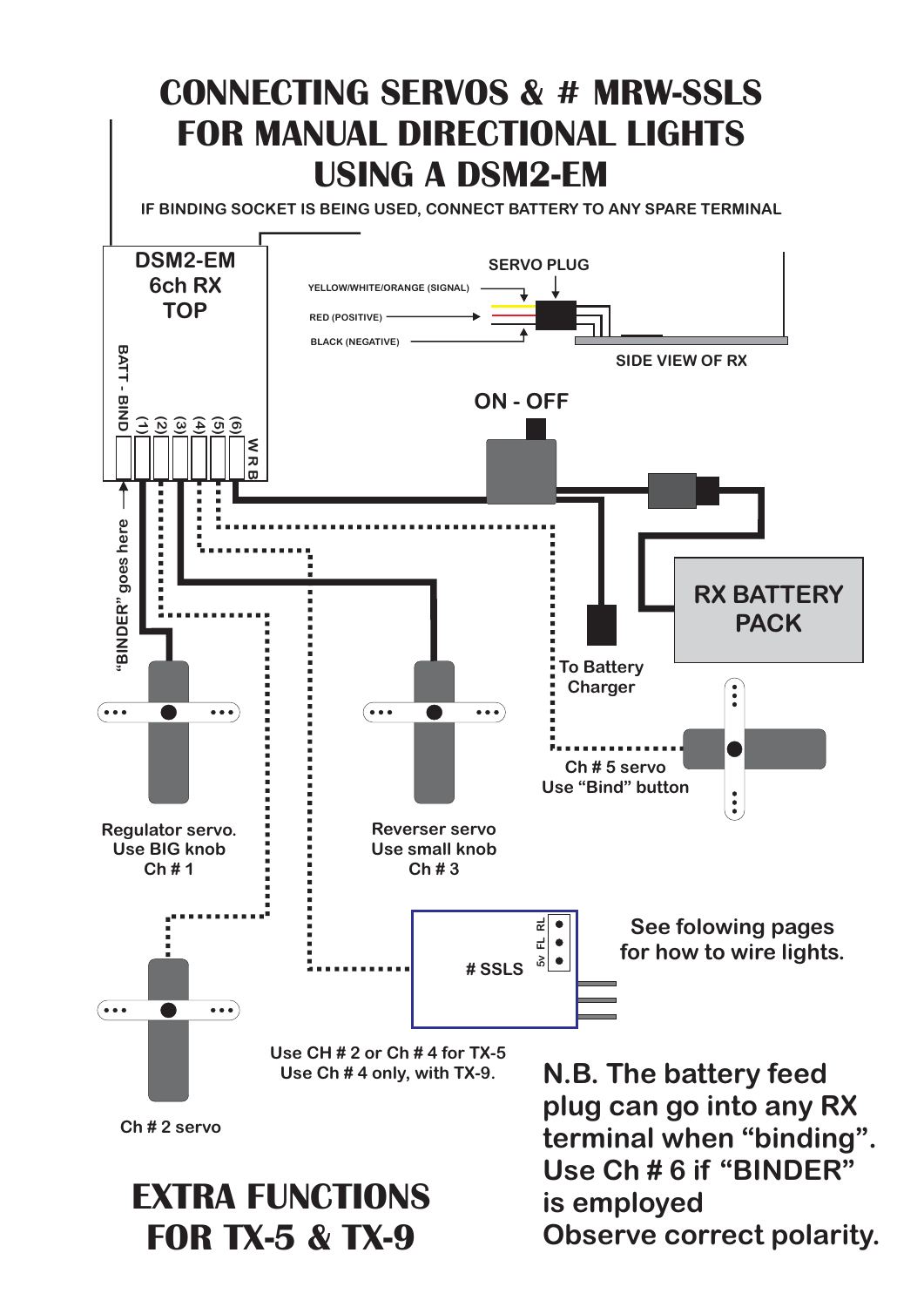# CONNECTING SERVOS & # MRW-SSLS FOR MANUAL DIRECTIONAL LIGHTS USING A DSM2-EM

IF BINDING SOCKET IS BEING USED, CONNECT BATTERY TO ANY SPARE TERMINAL

DSM2-EM
6ch RX
TOP

BATT - BIND (1) (2) (3) (4) (5) (6) W R B

SERVO PLUG

YELLOW/WHITE/ORANGE (SIGNAL)

RED (POSITIVE)

BLACK (NEGATIVE)

SIDE VIEW OF RX

ON - OFF

RX BATTERY PACK

To Battery Charger

"BINDER" goes here

Regulator servo.
Use BIG knob
Ch # 1

Reverser servo
Use small knob
Ch # 3

Ch # 5 servo
Use "Bind" button

# SSLS

5v FL RL

See folowing pages for how to wire lights.

Ch # 2 servo

Use CH # 2 or Ch # 4 for TX-5
Use Ch # 4 only, with TX-9.

## EXTRA FUNCTIONS FOR TX-5 & TX-9

**N.B. The battery feed plug can go into any RX terminal when "binding". Use Ch # 6 if "BINDER" is employed Observe correct polarity.**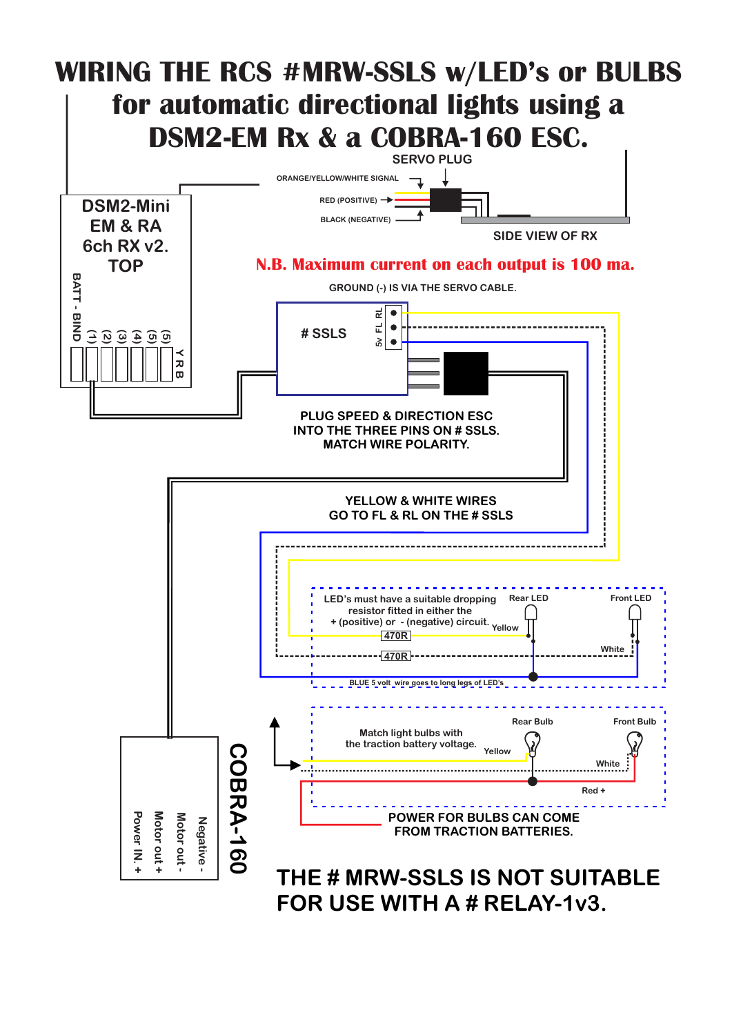# WIRING THE RCS #MRW-SSLS w/LED's or BULBS for automatic directional lights using a DSM2-EM Rx & a COBRA-160 ESC.

SERVO PLUG

ORANGE/YELLOW/WHITE SIGNAL

RED (POSITIVE)

BLACK (NEGATIVE)

SIDE VIEW OF RX

DSM2-Mini EM & RA 6ch RX v2. TOP

BATT - BIND (1) (2) (3) (4) (5) (5) Y R B

**N.B. Maximum current on each output is 100 ma.**

GROUND (-) IS VIA THE SERVO CABLE.

# SSLS

5v FL RL

PLUG SPEED & DIRECTION ESC INTO THE THREE PINS ON # SSLS. MATCH WIRE POLARITY.

YELLOW & WHITE WIRES GO TO FL & RL ON THE # SSLS

LED's must have a suitable dropping resistor fitted in either the + (positive) or - (negative) circuit.

Rear LED

Front LED

Yellow

White

470R

470R

BLUE 5 volt wire goes to long legs of LED's

Match light bulbs with the traction battery voltage.

Rear Bulb

Front Bulb

Yellow

White

Red +

POWER FOR BULBS CAN COME FROM TRACTION BATTERIES.

COBRA-160

Negative -

Motor out -

Motor out +

Power IN. +

**THE # MRW-SSLS IS NOT SUITABLE FOR USE WITH A # RELAY-1v3.**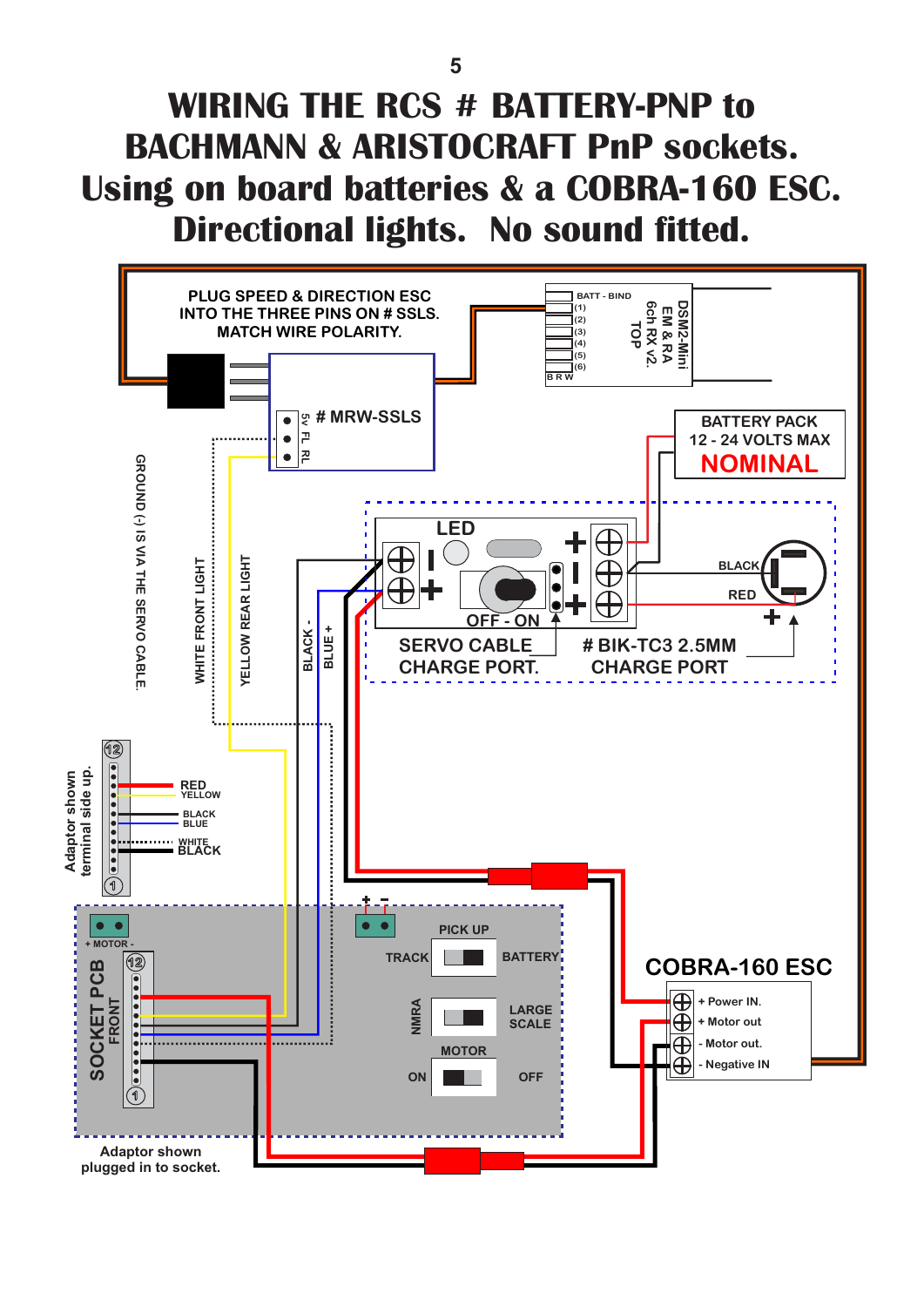# WIRING THE RCS # BATTERY-PNP to BACHMANN & ARISTOCRAFT PnP sockets. Using on board batteries & a COBRA-160 ESC. Directional lights. No sound fitted.

PLUG SPEED & DIRECTION ESC INTO THE THREE PINS ON # SSLS. MATCH WIRE POLARITY.

BATT - BIND
(1)
(2)
(3)
(4)
(5)
(6)
B R W

DSM2-Mini EM & RA 6ch RX v2. TOP

# MRW-SSLS

5v FL RL

BATTERY PACK
12 - 24 VOLTS MAX
NOMINAL

LED

OFF - ON

BLACK

RED

SERVO CABLE CHARGE PORT.

# BIK-TC3 2.5MM CHARGE PORT

GROUND (-) IS VIA THE SERVO CABLE.

WHITE FRONT LIGHT

YELLOW REAR LIGHT

BLACK -

BLUE +

Adaptor shown terminal side up.

RED
YELLOW
BLACK
BLUE
WHITE
BLACK

+ MOTOR -

SOCKET PCB FRONT

PICK UP

TRACK

BATTERY

NMRA

LARGE SCALE

MOTOR

ON

OFF

COBRA-160 ESC

+ Power IN.
+ Motor out
- Motor out.
- Negative IN

Adaptor shown plugged in to socket.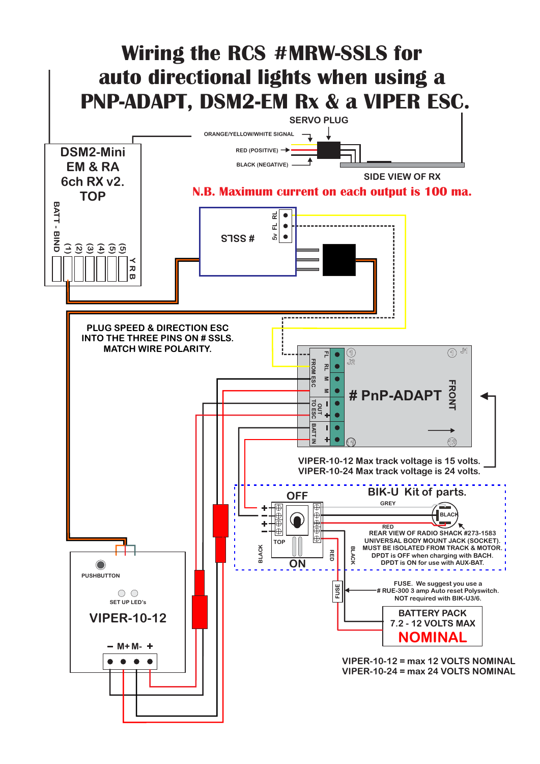# Wiring the RCS #MRW-SSLS for auto directional lights when using a PNP-ADAPT, DSM2-EM Rx & a VIPER ESC.

SERVO PLUG

ORANGE/YELLOW/WHITE SIGNAL

RED (POSITIVE)

BLACK (NEGATIVE)

SIDE VIEW OF RX

DSM2-Mini EM & RA 6ch RX v2. TOP

BATT - BIND (1) (2) (3) (4) (5) (5) Y R B

N.B. Maximum current on each output is 100 ma.

# SSLS

5v FL RL

PLUG SPEED & DIRECTION ESC INTO THE THREE PINS ON # SSLS. MATCH WIRE POLARITY.

# PnP-ADAPT

FROM ESC FL RL M M

TO ESC OUT − +

BATT IN − +

J1 J2 FRONT

VIPER-10-12 Max track voltage is 15 volts.
VIPER-10-24 Max track voltage is 24 volts.

BIK-U Kit of parts.

OFF

ON

TOP

GREY

BLACK

RED

REAR VIEW OF RADIO SHACK #273-1583 UNIVERSAL BODY MOUNT JACK (SOCKET). MUST BE ISOLATED FROM TRACK & MOTOR. DPDT is OFF when charging with BACH. DPDT is ON for use with AUX-BAT.

FUSE. We suggest you use a # RUE-300 3 amp Auto reset Polyswitch. NOT required with BIK-U3/6.

BATTERY PACK 7.2 - 12 VOLTS MAX NOMINAL

PUSHBUTTON

SET UP LED's

VIPER-10-12

− M+ M- +

VIPER-10-12 = max 12 VOLTS NOMINAL
VIPER-10-24 = max 24 VOLTS NOMINAL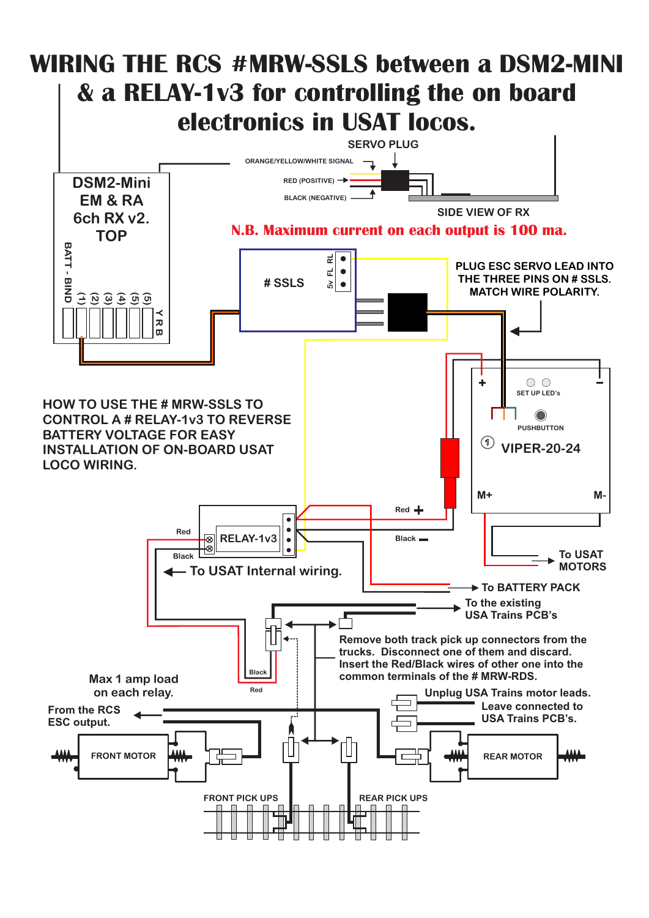# WIRING THE RCS #MRW-SSLS between a DSM2-MINI & a RELAY-1v3 for controlling the on board electronics in USAT locos.

SERVO PLUG

ORANGE/YELLOW/WHITE SIGNAL

RED (POSITIVE)

BLACK (NEGATIVE)

SIDE VIEW OF RX

DSM2-Mini EM & RA 6ch RX v2. TOP

BATT - BIND (1) (2) (3) (4) (5) (5) Y R B

**N.B. Maximum current on each output is 100 ma.**

# SSLS

5v FL RL

PLUG ESC SERVO LEAD INTO THE THREE PINS ON # SSLS. MATCH WIRE POLARITY.

SET UP LED's

PUSHBUTTON

VIPER-20-24

M+ M-

HOW TO USE THE # MRW-SSLS TO CONTROL A # RELAY-1v3 TO REVERSE BATTERY VOLTAGE FOR EASY INSTALLATION OF ON-BOARD USAT LOCO WIRING.

RELAY-1v3

Red

Black

Red +

Black −

To USAT MOTORS

To USAT Internal wiring.

To BATTERY PACK

To the existing USA Trains PCB's

Remove both track pick up connectors from the trucks. Disconnect one of them and discard. Insert the Red/Black wires of other one into the common terminals of the # MRW-RDS.

Black

Red

Max 1 amp load on each relay.

Unplug USA Trains motor leads. Leave connected to USA Trains PCB's.

From the RCS ESC output.

FRONT MOTOR

REAR MOTOR

FRONT PICK UPS

REAR PICK UPS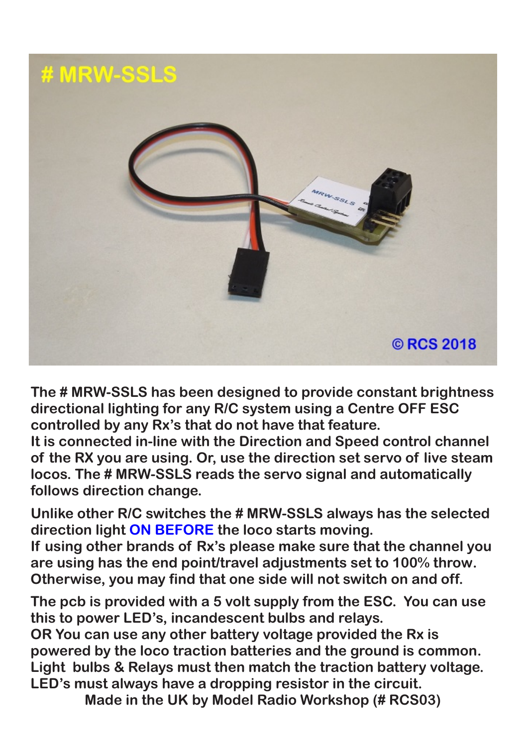# # MRW-SSLS

© RCS 2018

**The # MRW-SSLS has been designed to provide constant brightness directional lighting for any R/C system using a Centre OFF ESC controlled by any Rx's that do not have that feature.**
**It is connected in-line with the Direction and Speed control channel of the RX you are using. Or, use the direction set servo of live steam locos. The # MRW-SSLS reads the servo signal and automatically follows direction change.**

**Unlike other R/C switches the # MRW-SSLS always has the selected direction light ON BEFORE the loco starts moving.**
**If using other brands of Rx's please make sure that the channel you are using has the end point/travel adjustments set to 100% throw. Otherwise, you may find that one side will not switch on and off.**

**The pcb is provided with a 5 volt supply from the ESC. You can use this to power LED's, incandescent bulbs and relays.**
**OR You can use any other battery voltage provided the Rx is powered by the loco traction batteries and the ground is common. Light bulbs & Relays must then match the traction battery voltage. LED's must always have a dropping resistor in the circuit.**

**Made in the UK by Model Radio Workshop (# RCS03)**